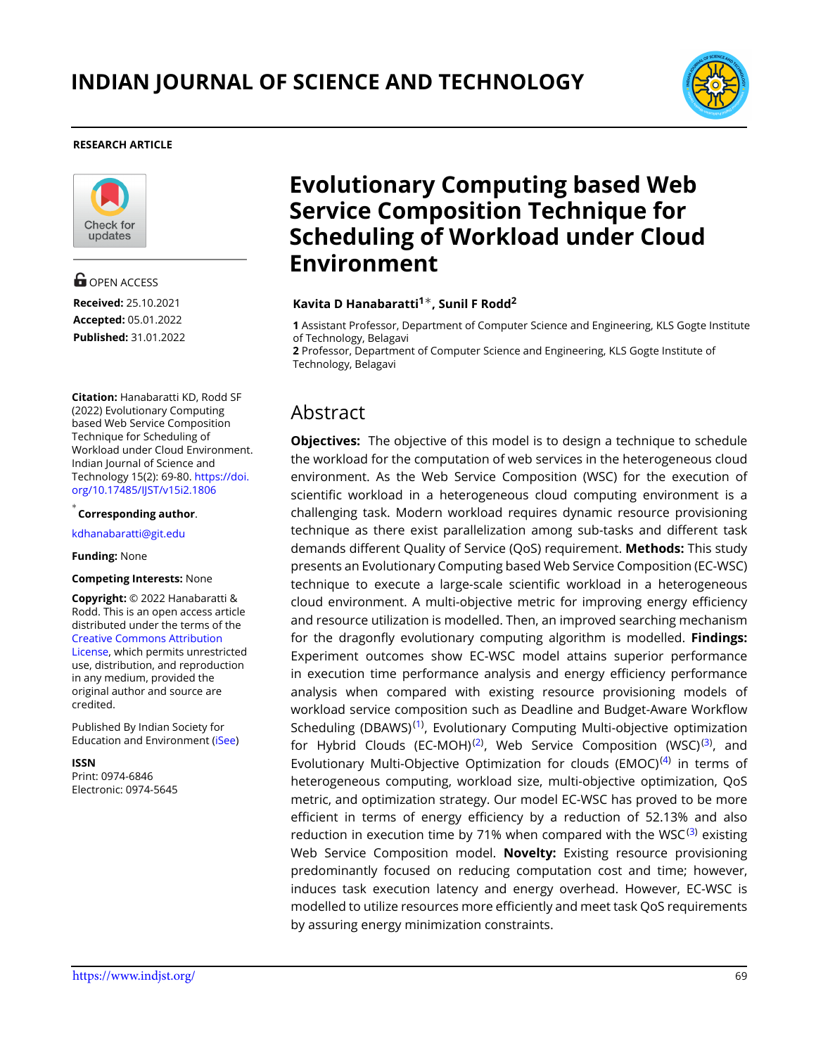# INDIAN JOURNAL OF SCIENCE AND TECHNOLOGY

**RESEARCH ARTICLE**

# Evolutionary Computing based Web Service Composition Technique for Scheduling of Workload under Cloud Environment

**Kavita D Hanabaratti**[1]*, **Sunil F Rodd**[2]

**1** Assistant Professor, Department of Computer Science and Engineering, KLS Gogte Institute of Technology, Belagavi
**2** Professor, Department of Computer Science and Engineering, KLS Gogte Institute of Technology, Belagavi

OPEN ACCESS

**Received:** 25.10.2021
**Accepted:** 05.01.2022
**Published:** 31.01.2022

**Citation:** Hanabaratti KD, Rodd SF (2022) Evolutionary Computing based Web Service Composition Technique for Scheduling of Workload under Cloud Environment. Indian Journal of Science and Technology 15(2): 69-80. https://doi.org/10.17485/IJST/v15i2.1806

* **Corresponding author**.
kdhanabaratti@git.edu

**Funding:** None

**Competing Interests:** None

**Copyright:** © 2022 Hanabaratti & Rodd. This is an open access article distributed under the terms of the Creative Commons Attribution License, which permits unrestricted use, distribution, and reproduction in any medium, provided the original author and source are credited.

Published By Indian Society for Education and Environment (iSee)

**ISSN**
Print: 0974-6846
Electronic: 0974-5645

## Abstract

**Objectives:** The objective of this model is to design a technique to schedule the workload for the computation of web services in the heterogeneous cloud environment. As the Web Service Composition (WSC) for the execution of scientific workload in a heterogeneous cloud computing environment is a challenging task. Modern workload requires dynamic resource provisioning technique as there exist parallelization among sub-tasks and different task demands different Quality of Service (QoS) requirement. **Methods:** This study presents an Evolutionary Computing based Web Service Composition (EC-WSC) technique to execute a large-scale scientific workload in a heterogeneous cloud environment. A multi-objective metric for improving energy efficiency and resource utilization is modelled. Then, an improved searching mechanism for the dragonfly evolutionary computing algorithm is modelled. **Findings:** Experiment outcomes show EC-WSC model attains superior performance in execution time performance analysis and energy efficiency performance analysis when compared with existing resource provisioning models of workload service composition such as Deadline and Budget-Aware Workflow Scheduling (DBAWS)[1], Evolutionary Computing Multi-objective optimization for Hybrid Clouds (EC-MOH)[2], Web Service Composition (WSC)[3], and Evolutionary Multi-Objective Optimization for clouds (EMOC)[4] in terms of heterogeneous computing, workload size, multi-objective optimization, QoS metric, and optimization strategy. Our model EC-WSC has proved to be more efficient in terms of energy efficiency by a reduction of 52.13% and also reduction in execution time by 71% when compared with the WSC[3] existing Web Service Composition model. **Novelty:** Existing resource provisioning predominantly focused on reducing computation cost and time; however, induces task execution latency and energy overhead. However, EC-WSC is modelled to utilize resources more efficiently and meet task QoS requirements by assuring energy minimization constraints.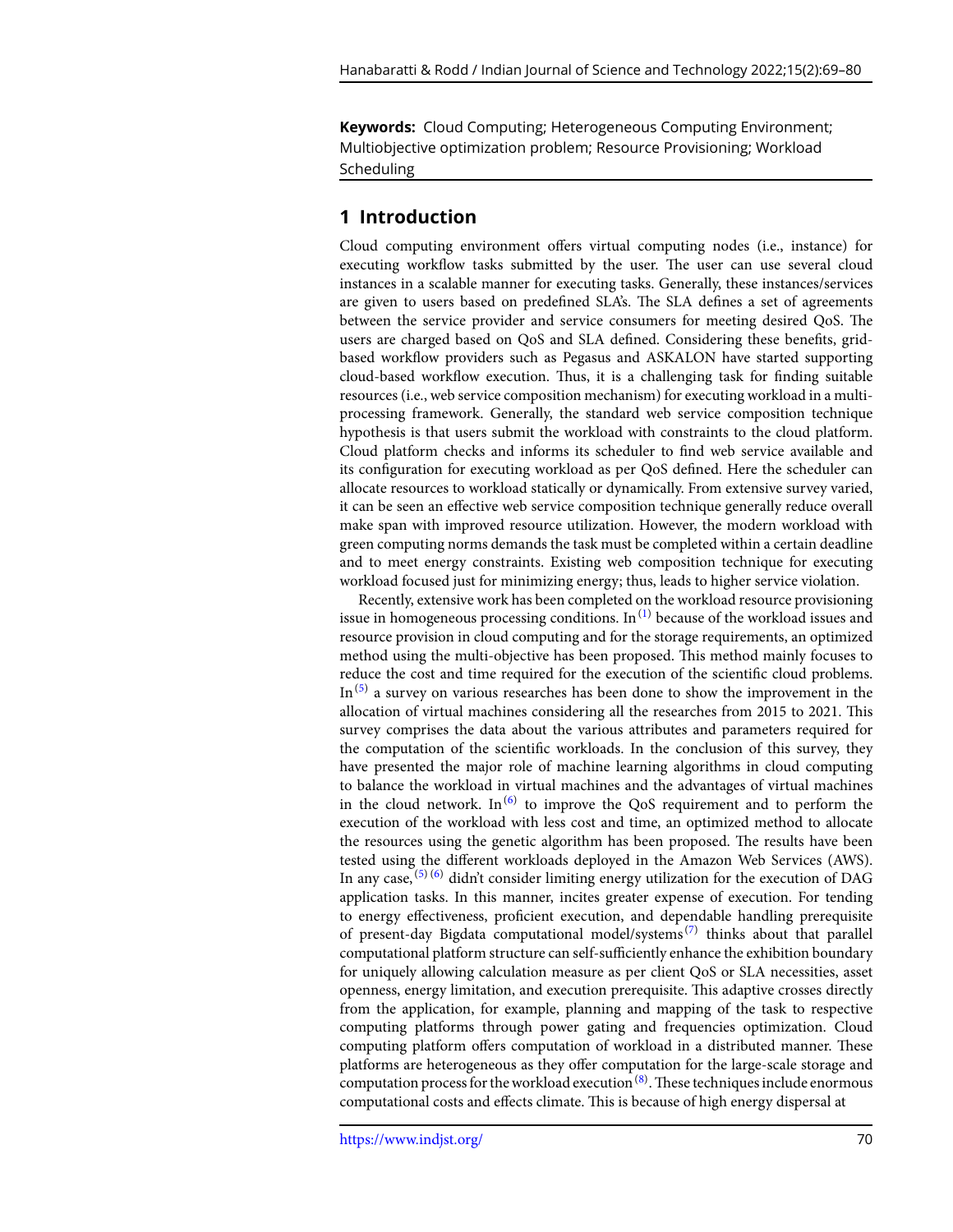**Keywords:** Cloud Computing; Heterogeneous Computing Environment; Multiobjective optimization problem; Resource Provisioning; Workload Scheduling

## 1 Introduction

Cloud computing environment offers virtual computing nodes (i.e., instance) for executing workflow tasks submitted by the user. The user can use several cloud instances in a scalable manner for executing tasks. Generally, these instances/services are given to users based on predefined SLA's. The SLA defines a set of agreements between the service provider and service consumers for meeting desired QoS. The users are charged based on QoS and SLA defined. Considering these benefits, grid-based workflow providers such as Pegasus and ASKALON have started supporting cloud-based workflow execution. Thus, it is a challenging task for finding suitable resources (i.e., web service composition mechanism) for executing workload in a multi-processing framework. Generally, the standard web service composition technique hypothesis is that users submit the workload with constraints to the cloud platform. Cloud platform checks and informs its scheduler to find web service available and its configuration for executing workload as per QoS defined. Here the scheduler can allocate resources to workload statically or dynamically. From extensive survey varied, it can be seen an effective web service composition technique generally reduce overall make span with improved resource utilization. However, the modern workload with green computing norms demands the task must be completed within a certain deadline and to meet energy constraints. Existing web composition technique for executing workload focused just for minimizing energy; thus, leads to higher service violation.

Recently, extensive work has been completed on the workload resource provisioning issue in homogeneous processing conditions. In[1] because of the workload issues and resource provision in cloud computing and for the storage requirements, an optimized method using the multi-objective has been proposed. This method mainly focuses to reduce the cost and time required for the execution of the scientific cloud problems. In[5] a survey on various researches has been done to show the improvement in the allocation of virtual machines considering all the researches from 2015 to 2021. This survey comprises the data about the various attributes and parameters required for the computation of the scientific workloads. In the conclusion of this survey, they have presented the major role of machine learning algorithms in cloud computing to balance the workload in virtual machines and the advantages of virtual machines in the cloud network. In[6] to improve the QoS requirement and to perform the execution of the workload with less cost and time, an optimized method to allocate the resources using the genetic algorithm has been proposed. The results have been tested using the different workloads deployed in the Amazon Web Services (AWS). In any case,[5][6] didn't consider limiting energy utilization for the execution of DAG application tasks. In this manner, incites greater expense of execution. For tending to energy effectiveness, proficient execution, and dependable handling prerequisite of present-day Bigdata computational model/systems[7] thinks about that parallel computational platform structure can self-sufficiently enhance the exhibition boundary for uniquely allowing calculation measure as per client QoS or SLA necessities, asset openness, energy limitation, and execution prerequisite. This adaptive crosses directly from the application, for example, planning and mapping of the task to respective computing platforms through power gating and frequencies optimization. Cloud computing platform offers computation of workload in a distributed manner. These platforms are heterogeneous as they offer computation for the large-scale storage and computation process for the workload execution[8]. These techniques include enormous computational costs and effects climate. This is because of high energy dispersal at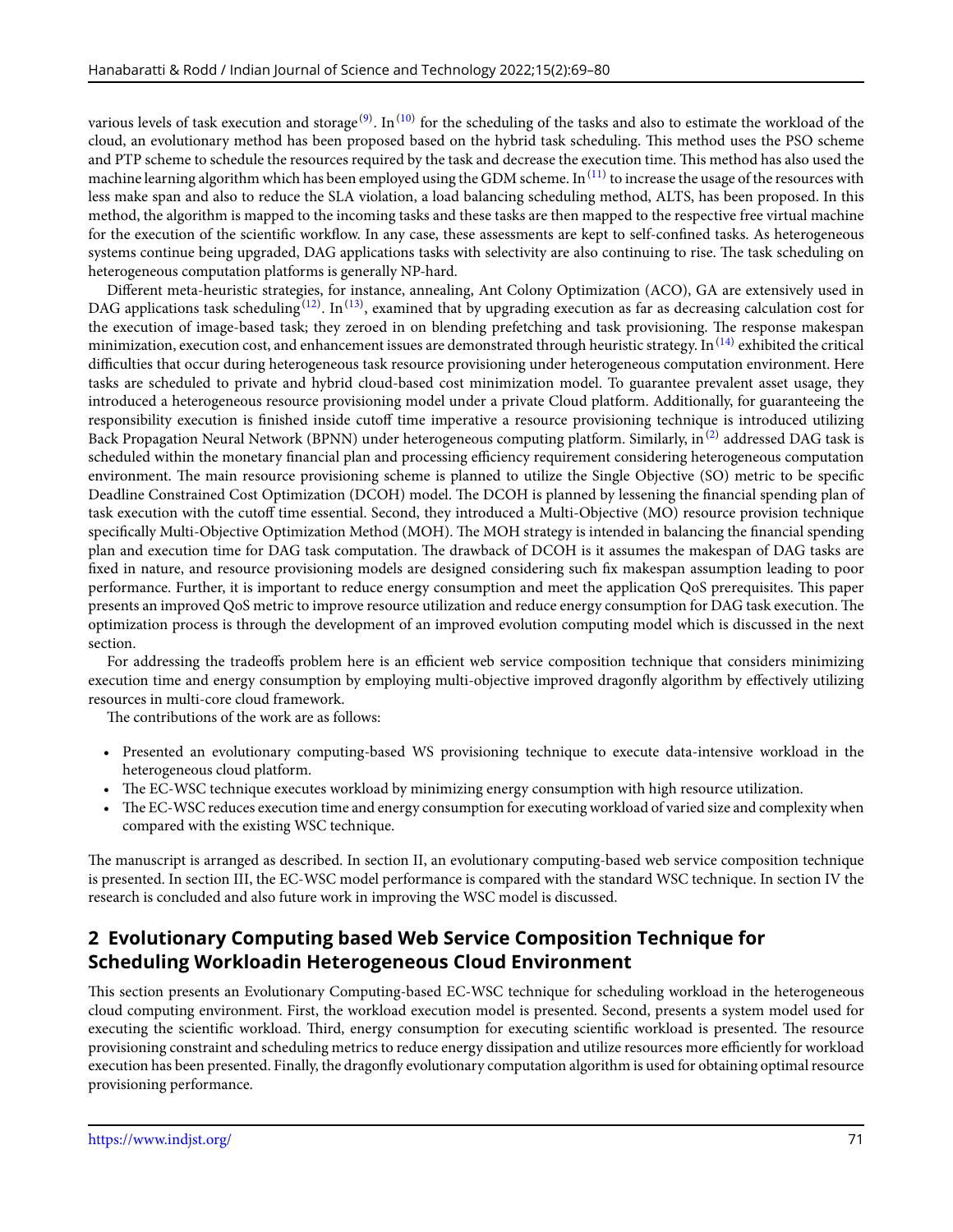various levels of task execution and storage[9]. In[10] for the scheduling of the tasks and also to estimate the workload of the cloud, an evolutionary method has been proposed based on the hybrid task scheduling. This method uses the PSO scheme and PTP scheme to schedule the resources required by the task and decrease the execution time. This method has also used the machine learning algorithm which has been employed using the GDM scheme. In[11] to increase the usage of the resources with less make span and also to reduce the SLA violation, a load balancing scheduling method, ALTS, has been proposed. In this method, the algorithm is mapped to the incoming tasks and these tasks are then mapped to the respective free virtual machine for the execution of the scientific workflow. In any case, these assessments are kept to self-confined tasks. As heterogeneous systems continue being upgraded, DAG applications tasks with selectivity are also continuing to rise. The task scheduling on heterogeneous computation platforms is generally NP-hard.

Different meta-heuristic strategies, for instance, annealing, Ant Colony Optimization (ACO), GA are extensively used in DAG applications task scheduling[12]. In[13], examined that by upgrading execution as far as decreasing calculation cost for the execution of image-based task; they zeroed in on blending prefetching and task provisioning. The response makespan minimization, execution cost, and enhancement issues are demonstrated through heuristic strategy. In[14] exhibited the critical difficulties that occur during heterogeneous task resource provisioning under heterogeneous computation environment. Here tasks are scheduled to private and hybrid cloud-based cost minimization model. To guarantee prevalent asset usage, they introduced a heterogeneous resource provisioning model under a private Cloud platform. Additionally, for guaranteeing the responsibility execution is finished inside cutoff time imperative a resource provisioning technique is introduced utilizing Back Propagation Neural Network (BPNN) under heterogeneous computing platform. Similarly, in[2] addressed DAG task is scheduled within the monetary financial plan and processing efficiency requirement considering heterogeneous computation environment. The main resource provisioning scheme is planned to utilize the Single Objective (SO) metric to be specific Deadline Constrained Cost Optimization (DCOH) model. The DCOH is planned by lessening the financial spending plan of task execution with the cutoff time essential. Second, they introduced a Multi-Objective (MO) resource provision technique specifically Multi-Objective Optimization Method (MOH). The MOH strategy is intended in balancing the financial spending plan and execution time for DAG task computation. The drawback of DCOH is it assumes the makespan of DAG tasks are fixed in nature, and resource provisioning models are designed considering such fix makespan assumption leading to poor performance. Further, it is important to reduce energy consumption and meet the application QoS prerequisites. This paper presents an improved QoS metric to improve resource utilization and reduce energy consumption for DAG task execution. The optimization process is through the development of an improved evolution computing model which is discussed in the next section.

For addressing the tradeoffs problem here is an efficient web service composition technique that considers minimizing execution time and energy consumption by employing multi-objective improved dragonfly algorithm by effectively utilizing resources in multi-core cloud framework.

The contributions of the work are as follows:

- Presented an evolutionary computing-based WS provisioning technique to execute data-intensive workload in the heterogeneous cloud platform.
- The EC-WSC technique executes workload by minimizing energy consumption with high resource utilization.
- The EC-WSC reduces execution time and energy consumption for executing workload of varied size and complexity when compared with the existing WSC technique.

The manuscript is arranged as described. In section II, an evolutionary computing-based web service composition technique is presented. In section III, the EC-WSC model performance is compared with the standard WSC technique. In section IV the research is concluded and also future work in improving the WSC model is discussed.

## 2 Evolutionary Computing based Web Service Composition Technique for Scheduling Workloadin Heterogeneous Cloud Environment

This section presents an Evolutionary Computing-based EC-WSC technique for scheduling workload in the heterogeneous cloud computing environment. First, the workload execution model is presented. Second, presents a system model used for executing the scientific workload. Third, energy consumption for executing scientific workload is presented. The resource provisioning constraint and scheduling metrics to reduce energy dissipation and utilize resources more efficiently for workload execution has been presented. Finally, the dragonfly evolutionary computation algorithm is used for obtaining optimal resource provisioning performance.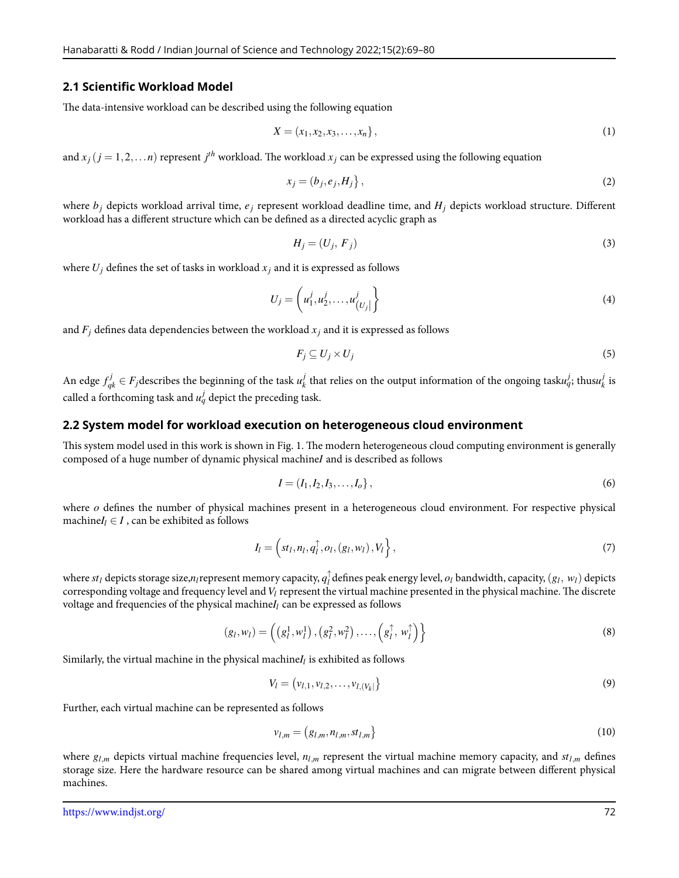### 2.1 Scientific Workload Model

The data-intensive workload can be described using the following equation

$$X = (x_1, x_2, x_3, \ldots, x_n\}, \tag{1}$$

and $x_j\,(j = 1, 2, \ldots n)$ represent $j^{th}$ workload. The workload $x_j$ can be expressed using the following equation

$$x_j = (b_j, e_j, H_j\}, \tag{2}$$

where $b_j$ depicts workload arrival time, $e_j$ represent workload deadline time, and $H_j$ depicts workload structure. Different workload has a different structure which can be defined as a directed acyclic graph as

$$H_j = (U_j,\ F_j) \tag{3}$$

where $U_j$ defines the set of tasks in workload $x_j$ and it is expressed as follows

$$U_j = \left(u_1^j, u_2^j, \ldots, u_{(U_j|}^j\right\} \tag{4}$$

and $F_j$ defines data dependencies between the workload $x_j$ and it is expressed as follows

$$F_j \subseteq U_j \times U_j \tag{5}$$

An edge $f_{qk}^j \in F_j$describes the beginning of the task $u_k^j$ that relies on the output information of the ongoing task$u_q^j$; thus$u_k^j$ is called a forthcoming task and $u_q^j$ depict the preceding task.

### 2.2 System model for workload execution on heterogeneous cloud environment

This system model used in this work is shown in Fig. 1. The modern heterogeneous cloud computing environment is generally composed of a huge number of dynamic physical machine$I$ and is described as follows

$$I = (I_1, I_2, I_3, \ldots, I_o\}, \tag{6}$$

where $o$ defines the number of physical machines present in a heterogeneous cloud environment. For respective physical machine$I_l \in I$ , can be exhibited as follows

$$I_l = \left(st_l, n_l, q_l^{\uparrow}, o_l, (g_l, w_l), V_l\right\}, \tag{7}$$

where $st_l$ depicts storage size,$n_l$represent memory capacity, $q_l^{\uparrow}$ defines peak energy level, $o_l$ bandwidth, capacity, $(g_l,\ w_l)$ depicts corresponding voltage and frequency level and $V_l$ represent the virtual machine presented in the physical machine. The discrete voltage and frequencies of the physical machine$I_l$ can be expressed as follows

$$(g_l, w_l) = \left(\left(g_l^1, w_l^1\right), \left(g_l^2, w_l^2\right), \ldots, \left(g_l^{\uparrow},\ w_l^{\uparrow}\right)\right\} \tag{8}$$

Similarly, the virtual machine in the physical machine$I_l$ is exhibited as follows

$$V_l = \left(v_{l,1}, v_{l,2}, \ldots, v_{l,(V_k|}\right\} \tag{9}$$

Further, each virtual machine can be represented as follows

$$v_{l,m} = \left(g_{l,m}, n_{l,m}, st_{l,m}\right\} \tag{10}$$

where $g_{l,m}$ depicts virtual machine frequencies level, $n_{l,m}$ represent the virtual machine memory capacity, and $st_{l,m}$ defines storage size. Here the hardware resource can be shared among virtual machines and can migrate between different physical machines.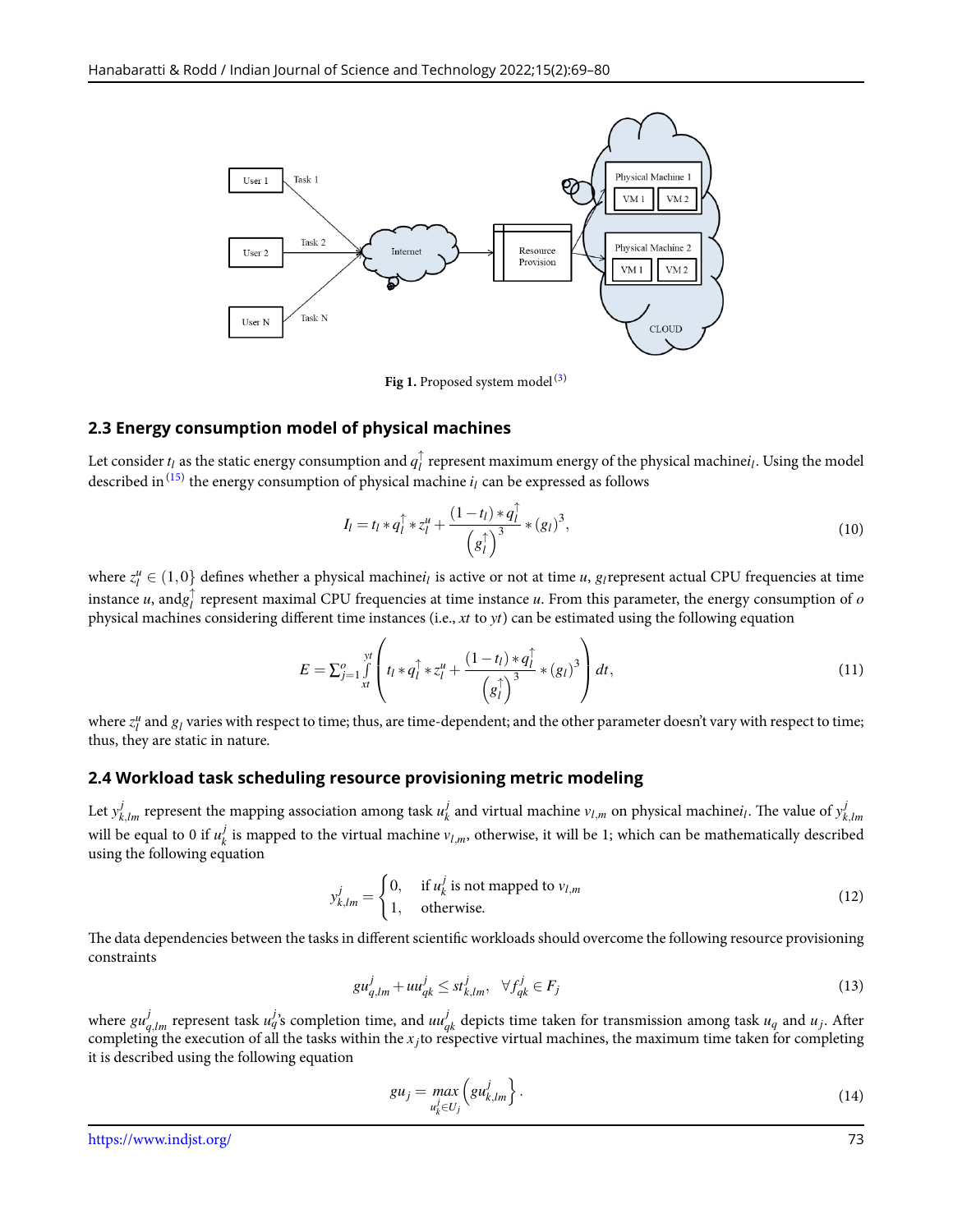Fig 1. Proposed system model[3]

### 2.3 Energy consumption model of physical machines

Let consider $t_l$ as the static energy consumption and $q_l^{\uparrow}$ represent maximum energy of the physical machine$i_l$. Using the model described in[15] the energy consumption of physical machine $i_l$ can be expressed as follows

$$I_l = t_l * q_l^{\uparrow} * z_l^u + \frac{(1-t_l) * q_l^{\uparrow}}{\left(g_l^{\uparrow}\right)^3} * (g_l)^3, \tag{10}$$

where $z_l^u \in (1,0\}$ defines whether a physical machine$i_l$ is active or not at time $u$, $g_l$represent actual CPU frequencies at time instance $u$, and$g_l^{\uparrow}$ represent maximal CPU frequencies at time instance $u$. From this parameter, the energy consumption of $o$ physical machines considering different time instances (i.e., $xt$ to $yt$) can be estimated using the following equation

$$E = \sum_{j=1}^{o} \int_{xt}^{yt} \left( t_l * q_l^{\uparrow} * z_l^u + \frac{(1-t_l) * q_l^{\uparrow}}{\left(g_l^{\uparrow}\right)^3} * (g_l)^3 \right) dt, \tag{11}$$

where $z_l^u$ and $g_l$ varies with respect to time; thus, are time-dependent; and the other parameter doesn't vary with respect to time; thus, they are static in nature.

### 2.4 Workload task scheduling resource provisioning metric modeling

Let $y_{k,lm}^j$ represent the mapping association among task $u_k^j$ and virtual machine $v_{l,m}$ on physical machine$i_l$. The value of $y_{k,lm}^j$ will be equal to 0 if $u_k^j$ is mapped to the virtual machine $v_{l,m}$, otherwise, it will be 1; which can be mathematically described using the following equation

$$y_{k,lm}^j = \begin{cases} 0, & \text{if } u_k^j \text{ is not mapped to } v_{l,m} \\ 1, & \text{otherwise.} \end{cases} \tag{12}$$

The data dependencies between the tasks in different scientific workloads should overcome the following resource provisioning constraints

$$gu_{q,lm}^j + uu_{qk}^j \le st_{k,lm}^j, \quad \forall f_{qk}^j \in F_j \tag{13}$$

where $gu_{q,lm}^j$ represent task $u_q^j$'s completion time, and $uu_{qk}^j$ depicts time taken for transmission among task $u_q$ and $u_j$. After completing the execution of all the tasks within the $x_j$to respective virtual machines, the maximum time taken for completing it is described using the following equation

$$gu_j = \max_{u_k^j \in U_j} \left( gu_{k,lm}^j \right\}. \tag{14}$$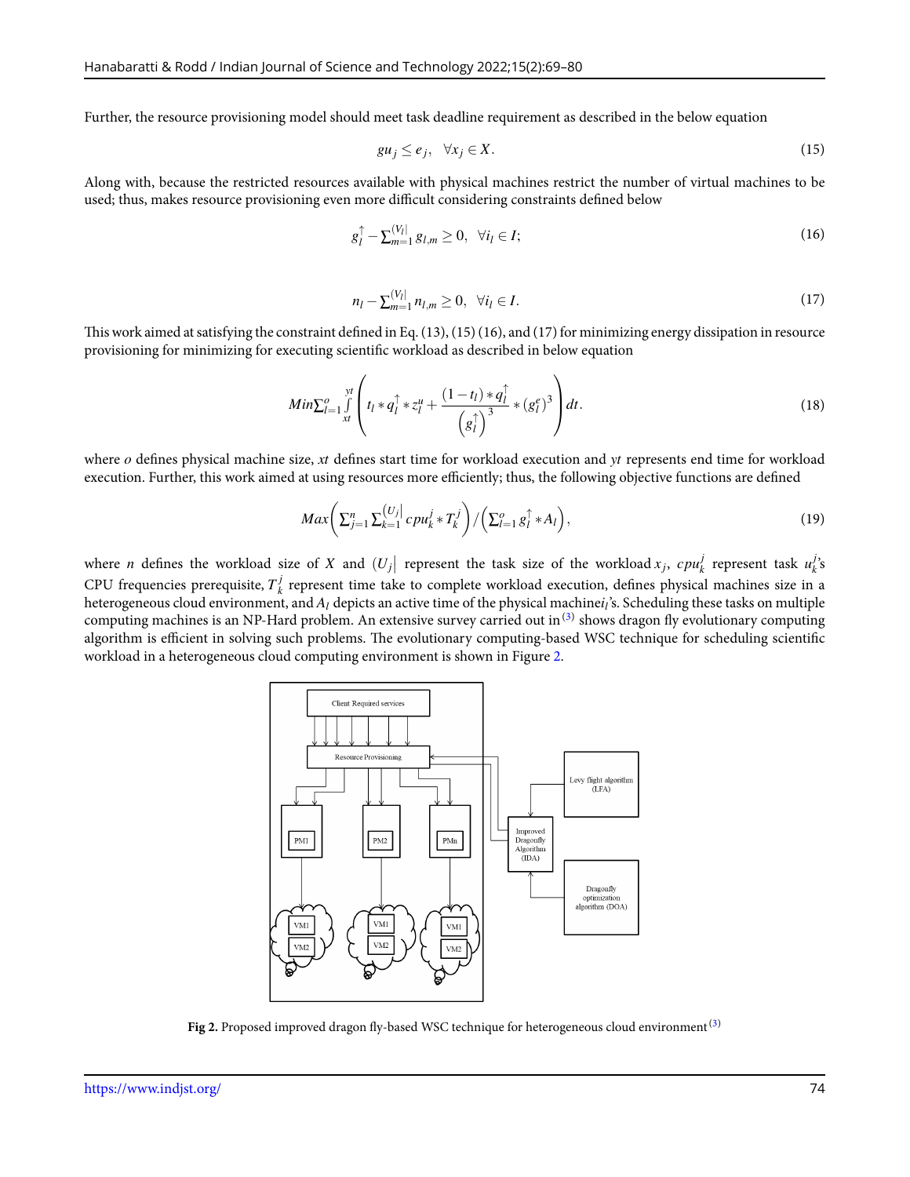Further, the resource provisioning model should meet task deadline requirement as described in the below equation

$$gu_j \le e_j, \quad \forall x_j \in X. \tag{15}$$

Along with, because the restricted resources available with physical machines restrict the number of virtual machines to be used; thus, makes resource provisioning even more difficult considering constraints defined below

$$g_l^{\uparrow} - \sum_{m=1}^{(V_l|} g_{l,m} \ge 0, \quad \forall i_l \in I; \tag{16}$$

$$n_l - \sum_{m=1}^{(V_l|} n_{l,m} \ge 0, \quad \forall i_l \in I. \tag{17}$$

This work aimed at satisfying the constraint defined in Eq. (13), (15) (16), and (17) for minimizing energy dissipation in resource provisioning for minimizing for executing scientific workload as described in below equation

$$Min \sum_{l=1}^{o} \int_{xt}^{yt} \left( t_l * q_l^{\uparrow} * z_l^{u} + \frac{(1-t_l) * q_l^{\uparrow}}{\left(g_l^{\uparrow}\right)^3} * \left(g_l^{e}\right)^3 \right) dt. \tag{18}$$

where $o$ defines physical machine size, $xt$ defines start time for workload execution and $yt$ represents end time for workload execution. Further, this work aimed at using resources more efficiently; thus, the following objective functions are defined

$$Max \left( \sum_{j=1}^{n} \sum_{k=1}^{(U_j|} cpu_k^j * T_k^j \right) / \left( \sum_{l=1}^{o} g_l^{\uparrow} * A_l \right), \tag{19}$$

where $n$ defines the workload size of $X$ and $(U_j|$ represent the task size of the workload $x_j$, $cpu_k^j$ represent task $u_k^j$'s CPU frequencies prerequisite, $T_k^j$ represent time take to complete workload execution, defines physical machines size in a heterogeneous cloud environment, and $A_l$ depicts an active time of the physical machine$i_l$'s. Scheduling these tasks on multiple computing machines is an NP-Hard problem. An extensive survey carried out in [3] shows dragon fly evolutionary computing algorithm is efficient in solving such problems. The evolutionary computing-based WSC technique for scheduling scientific workload in a heterogeneous cloud computing environment is shown in Figure 2.

**Fig 2.** Proposed improved dragon fly-based WSC technique for heterogeneous cloud environment [3]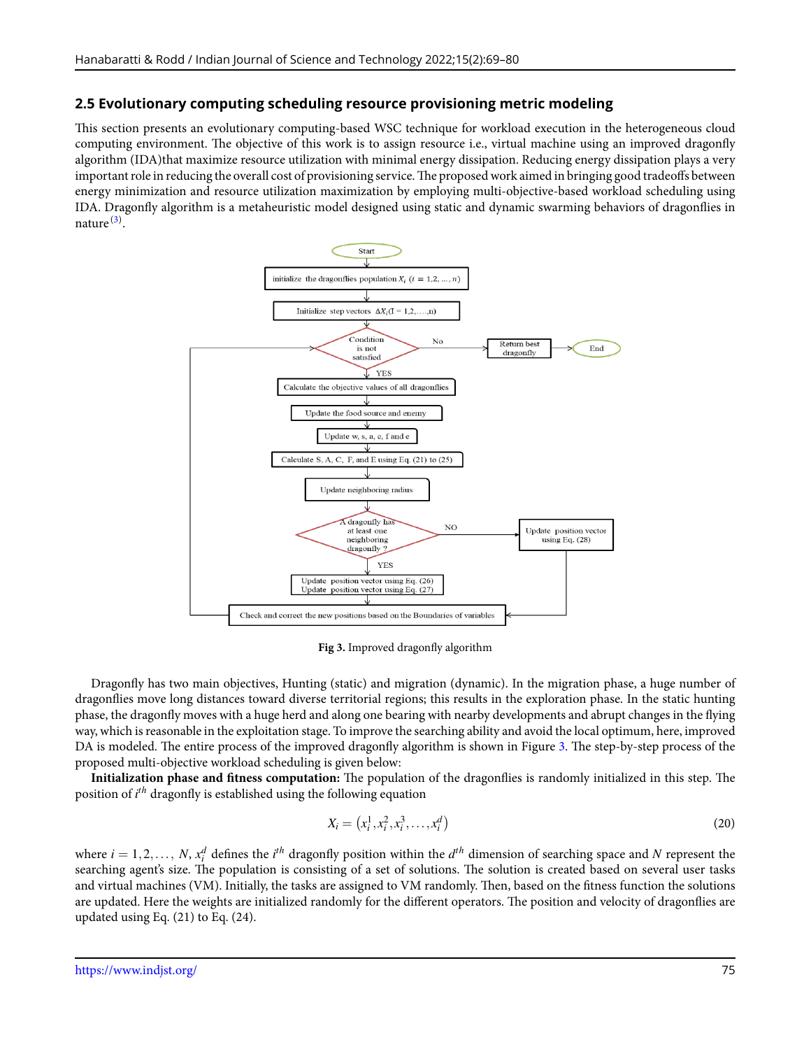## 2.5 Evolutionary computing scheduling resource provisioning metric modeling

This section presents an evolutionary computing-based WSC technique for workload execution in the heterogeneous cloud computing environment. The objective of this work is to assign resource i.e., virtual machine using an improved dragonfly algorithm (IDA)that maximize resource utilization with minimal energy dissipation. Reducing energy dissipation plays a very important role in reducing the overall cost of provisioning service. The proposed work aimed in bringing good tradeoffs between energy minimization and resource utilization maximization by employing multi-objective-based workload scheduling using IDA. Dragonfly algorithm is a metaheuristic model designed using static and dynamic swarming behaviors of dragonflies in nature[3].

**Fig 3.** Improved dragonfly algorithm

Dragonfly has two main objectives, Hunting (static) and migration (dynamic). In the migration phase, a huge number of dragonflies move long distances toward diverse territorial regions; this results in the exploration phase. In the static hunting phase, the dragonfly moves with a huge herd and along one bearing with nearby developments and abrupt changes in the flying way, which is reasonable in the exploitation stage. To improve the searching ability and avoid the local optimum, here, improved DA is modeled. The entire process of the improved dragonfly algorithm is shown in Figure 3. The step-by-step process of the proposed multi-objective workload scheduling is given below:

**Initialization phase and fitness computation:** The population of the dragonflies is randomly initialized in this step. The position of $i^{th}$ dragonfly is established using the following equation

$$X_i = \left(x_i^1, x_i^2, x_i^3, \ldots, x_i^d\right) \tag{20}$$

where $i = 1, 2, \ldots, N$, $x_i^d$ defines the $i^{th}$ dragonfly position within the $d^{th}$ dimension of searching space and $N$ represent the searching agent's size. The population is consisting of a set of solutions. The solution is created based on several user tasks and virtual machines (VM). Initially, the tasks are assigned to VM randomly. Then, based on the fitness function the solutions are updated. Here the weights are initialized randomly for the different operators. The position and velocity of dragonflies are updated using Eq. (21) to Eq. (24).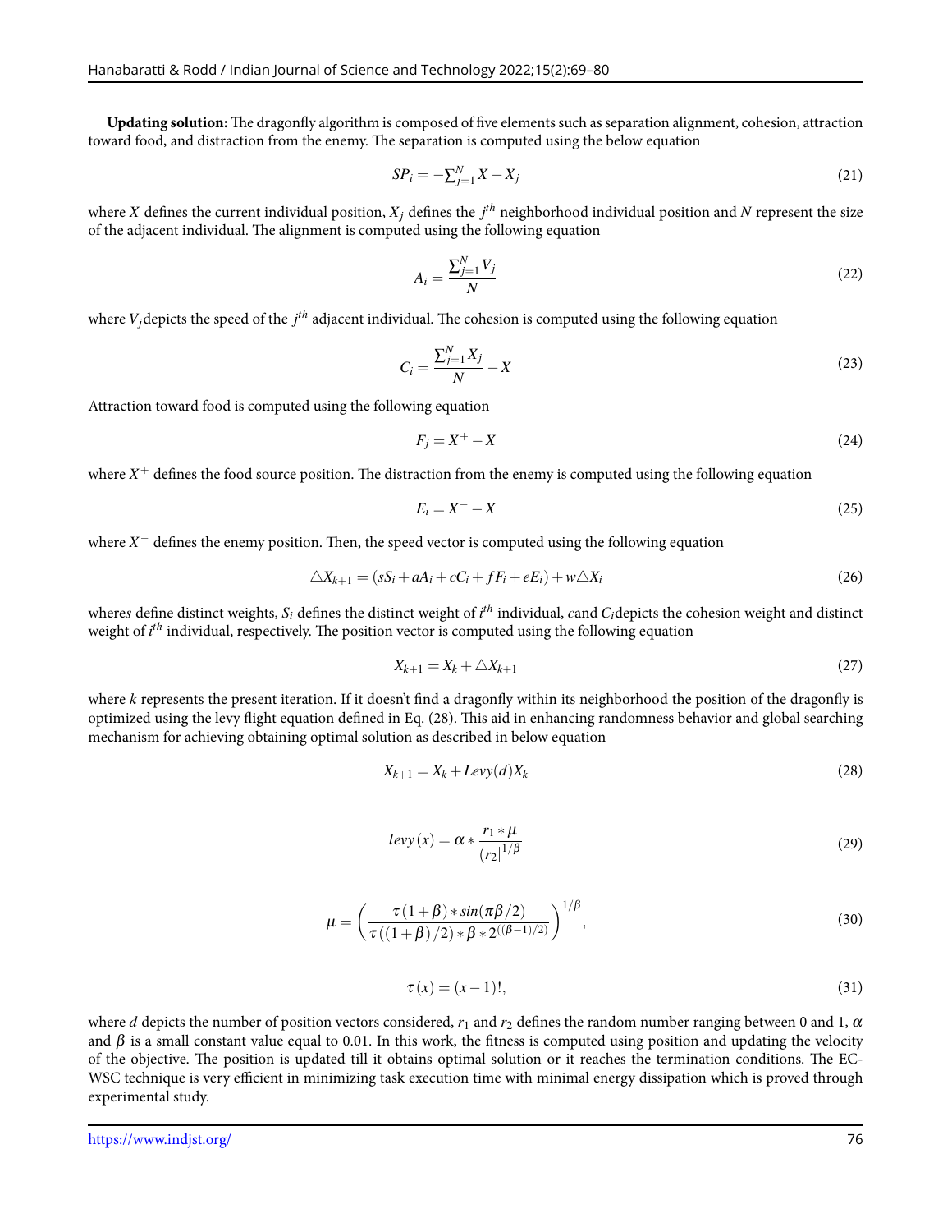**Updating solution:** The dragonfly algorithm is composed of five elements such as separation alignment, cohesion, attraction toward food, and distraction from the enemy. The separation is computed using the below equation

$$SP_i = -\sum_{j=1}^{N} X - X_j \tag{21}$$

where $X$ defines the current individual position, $X_j$ defines the $j^{th}$ neighborhood individual position and $N$ represent the size of the adjacent individual. The alignment is computed using the following equation

$$A_i = \frac{\sum_{j=1}^{N} V_j}{N} \tag{22}$$

where $V_j$depicts the speed of the $j^{th}$ adjacent individual. The cohesion is computed using the following equation

$$C_i = \frac{\sum_{j=1}^{N} X_j}{N} - X \tag{23}$$

Attraction toward food is computed using the following equation

$$F_j = X^+ - X \tag{24}$$

where $X^+$ defines the food source position. The distraction from the enemy is computed using the following equation

$$E_i = X^- - X \tag{25}$$

where $X^-$ defines the enemy position. Then, the speed vector is computed using the following equation

$$\triangle X_{k+1} = (sS_i + aA_i + cC_i + fF_i + eE_i) + w\triangle X_i \tag{26}$$

where$s$ define distinct weights, $S_i$ defines the distinct weight of $i^{th}$ individual, $c$and $C_i$depicts the cohesion weight and distinct weight of $i^{th}$ individual, respectively. The position vector is computed using the following equation

$$X_{k+1} = X_k + \triangle X_{k+1} \tag{27}$$

where $k$ represents the present iteration. If it doesn't find a dragonfly within its neighborhood the position of the dragonfly is optimized using the levy flight equation defined in Eq. (28). This aid in enhancing randomness behavior and global searching mechanism for achieving obtaining optimal solution as described in below equation

$$X_{k+1} = X_k + Levy(d)X_k \tag{28}$$

$$levy(x) = \alpha * \frac{r_1 * \mu}{(r_2|^{1/\beta}} \tag{29}$$

$$\mu = \left( \frac{\tau(1+\beta) * sin(\pi\beta/2)}{\tau((1+\beta)/2) * \beta * 2^{((\beta-1)/2)}} \right)^{1/\beta}, \tag{30}$$

$$\tau(x) = (x-1)!, \tag{31}$$

where $d$ depicts the number of position vectors considered, $r_1$ and $r_2$ defines the random number ranging between 0 and 1, $\alpha$ and $\beta$ is a small constant value equal to 0.01. In this work, the fitness is computed using position and updating the velocity of the objective. The position is updated till it obtains optimal solution or it reaches the termination conditions. The EC-WSC technique is very efficient in minimizing task execution time with minimal energy dissipation which is proved through experimental study.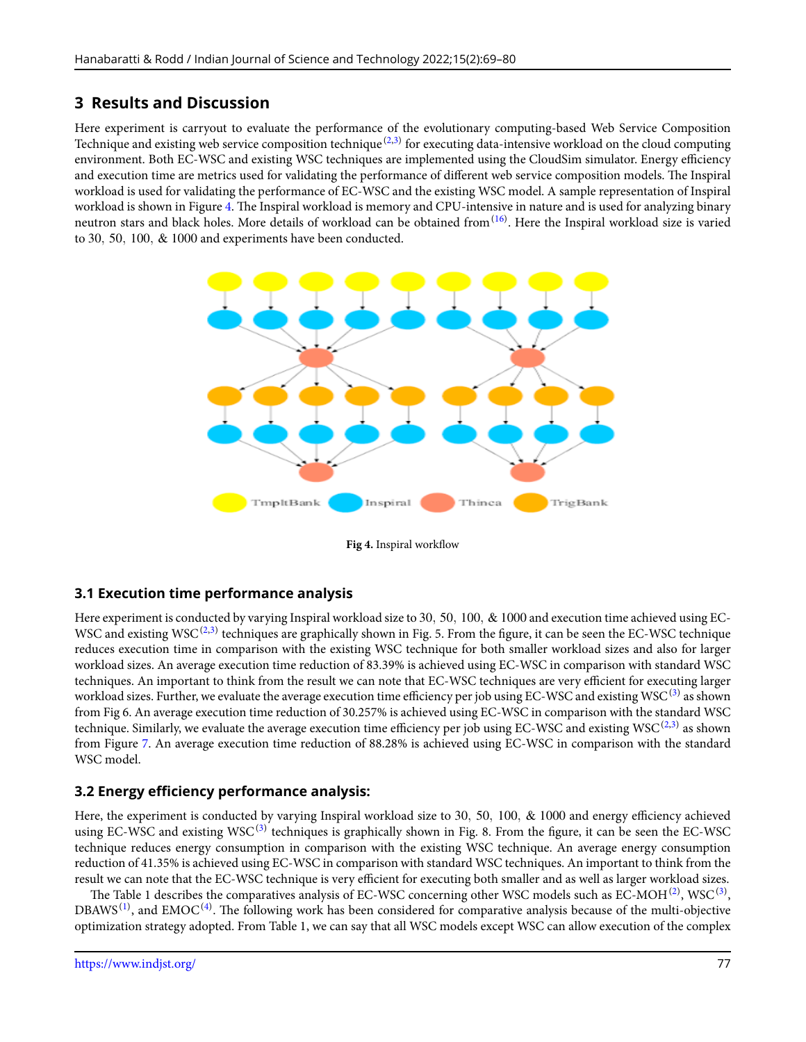## 3 Results and Discussion

Here experiment is carryout to evaluate the performance of the evolutionary computing-based Web Service Composition Technique and existing web service composition technique[2,3] for executing data-intensive workload on the cloud computing environment. Both EC-WSC and existing WSC techniques are implemented using the CloudSim simulator. Energy efficiency and execution time are metrics used for validating the performance of different web service composition models. The Inspiral workload is used for validating the performance of EC-WSC and the existing WSC model. A sample representation of Inspiral workload is shown in Figure 4. The Inspiral workload is memory and CPU-intensive in nature and is used for analyzing binary neutron stars and black holes. More details of workload can be obtained from[16]. Here the Inspiral workload size is varied to 30, 50, 100, & 1000 and experiments have been conducted.

**Fig 4.** Inspiral workflow

### 3.1 Execution time performance analysis

Here experiment is conducted by varying Inspiral workload size to 30, 50, 100, & 1000 and execution time achieved using EC-WSC and existing WSC[2,3] techniques are graphically shown in Fig. 5. From the figure, it can be seen the EC-WSC technique reduces execution time in comparison with the existing WSC technique for both smaller workload sizes and also for larger workload sizes. An average execution time reduction of 83.39% is achieved using EC-WSC in comparison with standard WSC techniques. An important to think from the result we can note that EC-WSC techniques are very efficient for executing larger workload sizes. Further, we evaluate the average execution time efficiency per job using EC-WSC and existing WSC[3] as shown from Fig 6. An average execution time reduction of 30.257% is achieved using EC-WSC in comparison with the standard WSC technique. Similarly, we evaluate the average execution time efficiency per job using EC-WSC and existing WSC[2,3] as shown from Figure 7. An average execution time reduction of 88.28% is achieved using EC-WSC in comparison with the standard WSC model.

### 3.2 Energy efficiency performance analysis:

Here, the experiment is conducted by varying Inspiral workload size to 30, 50, 100, & 1000 and energy efficiency achieved using EC-WSC and existing WSC[3] techniques is graphically shown in Fig. 8. From the figure, it can be seen the EC-WSC technique reduces energy consumption in comparison with the existing WSC technique. An average energy consumption reduction of 41.35% is achieved using EC-WSC in comparison with standard WSC techniques. An important to think from the result we can note that the EC-WSC technique is very efficient for executing both smaller and as well as larger workload sizes.

The Table 1 describes the comparatives analysis of EC-WSC concerning other WSC models such as EC-MOH[2], WSC[3], DBAWS[1], and EMOC[4]. The following work has been considered for comparative analysis because of the multi-objective optimization strategy adopted. From Table 1, we can say that all WSC models except WSC can allow execution of the complex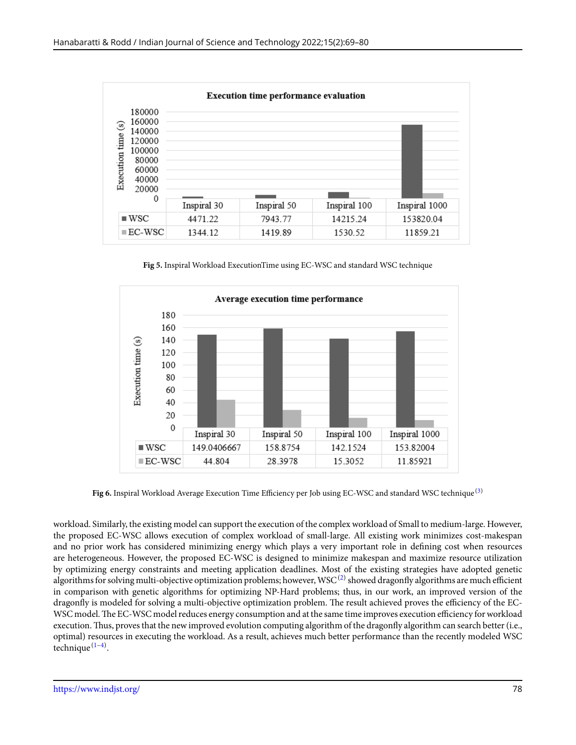**Execution time performance evaluation**

| | Inspiral 30 | Inspiral 50 | Inspiral 100 | Inspiral 1000 |
|---|---|---|---|---|
| WSC | 4471.22 | 7943.77 | 14215.24 | 153820.04 |
| EC-WSC | 1344.12 | 1419.89 | 1530.52 | 11859.21 |

**Fig 5.** Inspiral Workload ExecutionTime using EC-WSC and standard WSC technique

**Average execution time performance**

| | Inspiral 30 | Inspiral 50 | Inspiral 100 | Inspiral 1000 |
|---|---|---|---|---|
| WSC | 149.0406667 | 158.8754 | 142.1524 | 153.82004 |
| EC-WSC | 44.804 | 28.3978 | 15.3052 | 11.85921 |

**Fig 6.** Inspiral Workload Average Execution Time Efficiency per Job using EC-WSC and standard WSC technique [3]

workload. Similarly, the existing model can support the execution of the complex workload of Small to medium-large. However, the proposed EC-WSC allows execution of complex workload of small-large. All existing work minimizes cost-makespan and no prior work has considered minimizing energy which plays a very important role in defining cost when resources are heterogeneous. However, the proposed EC-WSC is designed to minimize makespan and maximize resource utilization by optimizing energy constraints and meeting application deadlines. Most of the existing strategies have adopted genetic algorithms for solving multi-objective optimization problems; however, WSC [2] showed dragonfly algorithms are much efficient in comparison with genetic algorithms for optimizing NP-Hard problems; thus, in our work, an improved version of the dragonfly is modeled for solving a multi-objective optimization problem. The result achieved proves the efficiency of the EC-WSC model. The EC-WSC model reduces energy consumption and at the same time improves execution efficiency for workload execution. Thus, proves that the new improved evolution computing algorithm of the dragonfly algorithm can search better (i.e., optimal) resources in executing the workload. As a result, achieves much better performance than the recently modeled WSC technique [1–4].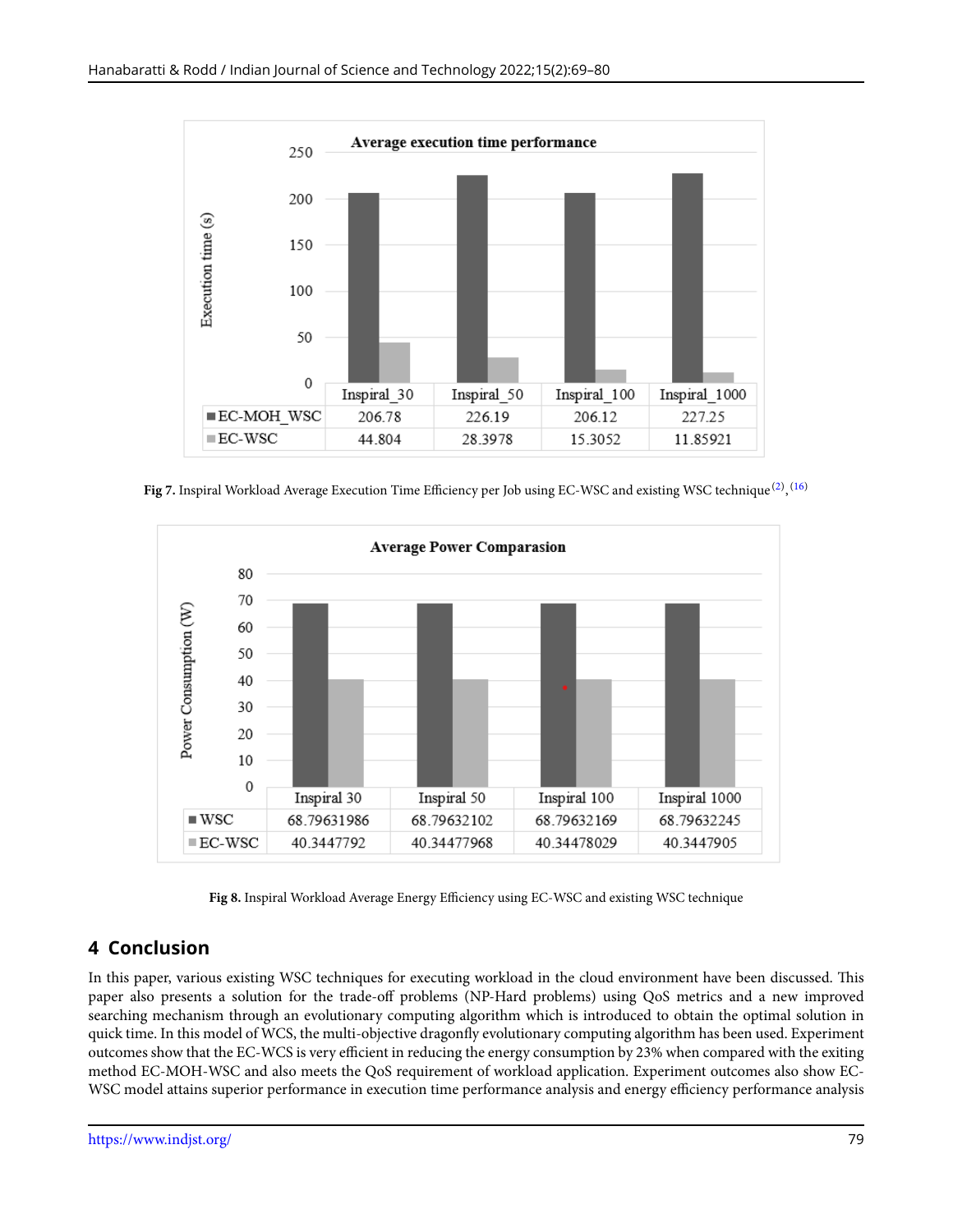| | Inspiral_30 | Inspiral_50 | Inspiral_100 | Inspiral_1000 |
|---|---|---|---|---|
| EC-MOH_WSC | 206.78 | 226.19 | 206.12 | 227.25 |
| EC-WSC | 44.804 | 28.3978 | 15.3052 | 11.85921 |

**Fig 7.** Inspiral Workload Average Execution Time Efficiency per Job using EC-WSC and existing WSC technique [2], [16]

| | Inspiral 30 | Inspiral 50 | Inspiral 100 | Inspiral 1000 |
|---|---|---|---|---|
| WSC | 68.79631986 | 68.79632102 | 68.79632169 | 68.79632245 |
| EC-WSC | 40.3447792 | 40.34477968 | 40.34478029 | 40.3447905 |

**Fig 8.** Inspiral Workload Average Energy Efficiency using EC-WSC and existing WSC technique

## 4 Conclusion

In this paper, various existing WSC techniques for executing workload in the cloud environment have been discussed. This paper also presents a solution for the trade-off problems (NP-Hard problems) using QoS metrics and a new improved searching mechanism through an evolutionary computing algorithm which is introduced to obtain the optimal solution in quick time. In this model of WCS, the multi-objective dragonfly evolutionary computing algorithm has been used. Experiment outcomes show that the EC-WCS is very efficient in reducing the energy consumption by 23% when compared with the exiting method EC-MOH-WSC and also meets the QoS requirement of workload application. Experiment outcomes also show EC-WSC model attains superior performance in execution time performance analysis and energy efficiency performance analysis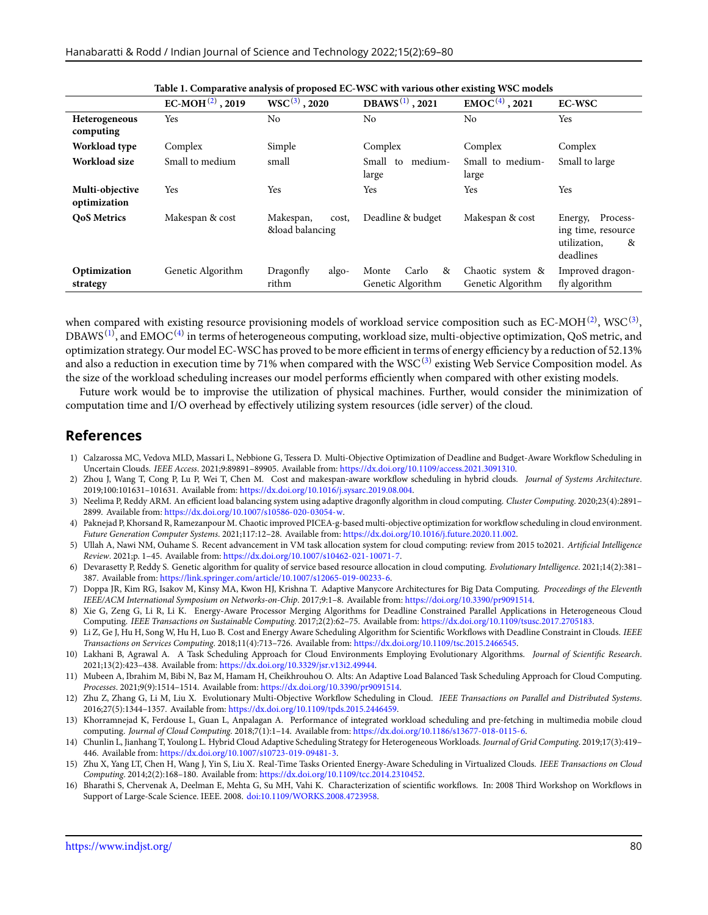**Table 1. Comparative analysis of proposed EC-WSC with various other existing WSC models**

| | EC-MOH [2] , 2019 | WSC [3] , 2020 | DBAWS [1] , 2021 | EMOC [4] , 2021 | EC-WSC |
|---|---|---|---|---|---|
| **Heterogeneous computing** | Yes | No | No | No | Yes |
| **Workload type** | Complex | Simple | Complex | Complex | Complex |
| **Workload size** | Small to medium | small | Small to medium-large | Small to medium-large | Small to large |
| **Multi-objective optimization** | Yes | Yes | Yes | Yes | Yes |
| **QoS Metrics** | Makespan & cost | Makespan, cost, &load balancing | Deadline & budget | Makespan & cost | Energy, Processing time, resource utilization, & deadlines |
| **Optimization strategy** | Genetic Algorithm | Dragonfly algorithm | Monte Carlo & Genetic Algorithm | Chaotic system & Genetic Algorithm | Improved dragonfly algorithm |

when compared with existing resource provisioning models of workload service composition such as EC-MOH[2], WSC[3], DBAWS[1], and EMOC[4] in terms of heterogeneous computing, workload size, multi-objective optimization, QoS metric, and optimization strategy. Our model EC-WSC has proved to be more efficient in terms of energy efficiency by a reduction of 52.13% and also a reduction in execution time by 71% when compared with the WSC[3] existing Web Service Composition model. As the size of the workload scheduling increases our model performs efficiently when compared with other existing models.

Future work would be to improvise the utilization of physical machines. Further, would consider the minimization of computation time and I/O overhead by effectively utilizing system resources (idle server) of the cloud.

## References

1) Calzarossa MC, Vedova MLD, Massari L, Nebbione G, Tessera D. Multi-Objective Optimization of Deadline and Budget-Aware Workflow Scheduling in Uncertain Clouds. *IEEE Access*. 2021;9:89891–89905. Available from: https://dx.doi.org/10.1109/access.2021.3091310.
2) Zhou J, Wang T, Cong P, Lu P, Wei T, Chen M. Cost and makespan-aware workflow scheduling in hybrid clouds. *Journal of Systems Architecture*. 2019;100:101631–101631. Available from: https://dx.doi.org/10.1016/j.sysarc.2019.08.004.
3) Neelima P, Reddy ARM. An efficient load balancing system using adaptive dragonfly algorithm in cloud computing. *Cluster Computing*. 2020;23(4):2891–2899. Available from: https://dx.doi.org/10.1007/s10586-020-03054-w.
4) Paknejad P, Khorsand R, Ramezanpour M. Chaotic improved PICEA-g-based multi-objective optimization for workflow scheduling in cloud environment. *Future Generation Computer Systems*. 2021;117:12–28. Available from: https://dx.doi.org/10.1016/j.future.2020.11.002.
5) Ullah A, Nawi NM, Ouhame S. Recent advancement in VM task allocation system for cloud computing: review from 2015 to2021. *Artificial Intelligence Review*. 2021;p. 1–45. Available from: https://dx.doi.org/10.1007/s10462-021-10071-7.
6) Devarasetty P, Reddy S. Genetic algorithm for quality of service based resource allocation in cloud computing. *Evolutionary Intelligence*. 2021;14(2):381–387. Available from: https://link.springer.com/article/10.1007/s12065-019-00233-6.
7) Doppa JR, Kim RG, Isakov M, Kinsy MA, Kwon HJ, Krishna T. Adaptive Manycore Architectures for Big Data Computing. *Proceedings of the Eleventh IEEE/ACM International Symposium on Networks-on-Chip*. 2017;9:1–8. Available from: https://doi.org/10.3390/pr9091514.
8) Xie G, Zeng G, Li R, Li K. Energy-Aware Processor Merging Algorithms for Deadline Constrained Parallel Applications in Heterogeneous Cloud Computing. *IEEE Transactions on Sustainable Computing*. 2017;2(2):62–75. Available from: https://dx.doi.org/10.1109/tsusc.2017.2705183.
9) Li Z, Ge J, Hu H, Song W, Hu H, Luo B. Cost and Energy Aware Scheduling Algorithm for Scientific Workflows with Deadline Constraint in Clouds. *IEEE Transactions on Services Computing*. 2018;11(4):713–726. Available from: https://dx.doi.org/10.1109/tsc.2015.2466545.
10) Lakhani B, Agrawal A. A Task Scheduling Approach for Cloud Environments Employing Evolutionary Algorithms. *Journal of Scientific Research*. 2021;13(2):423–438. Available from: https://dx.doi.org/10.3329/jsr.v13i2.49944.
11) Mubeen A, Ibrahim M, Bibi N, Baz M, Hamam H, Cheikhrouhou O. Alts: An Adaptive Load Balanced Task Scheduling Approach for Cloud Computing. *Processes*. 2021;9(9):1514–1514. Available from: https://doi.org/10.3390/pr9091514.
12) Zhu Z, Zhang G, Li M, Liu X. Evolutionary Multi-Objective Workflow Scheduling in Cloud. *IEEE Transactions on Parallel and Distributed Systems*. 2016;27(5):1344–1357. Available from: https://dx.doi.org/10.1109/tpds.2015.2446459.
13) Khorramnejad K, Ferdouse L, Guan L, Anpalagan A. Performance of integrated workload scheduling and pre-fetching in multimedia mobile cloud computing. *Journal of Cloud Computing*. 2018;7(1):1–14. Available from: https://dx.doi.org/10.1186/s13677-018-0115-6.
14) Chunlin L, Jianhang T, Youlong L. Hybrid Cloud Adaptive Scheduling Strategy for Heterogeneous Workloads. *Journal of Grid Computing*. 2019;17(3):419–446. Available from: https://dx.doi.org/10.1007/s10723-019-09481-3.
15) Zhu X, Yang LT, Chen H, Wang J, Yin S, Liu X. Real-Time Tasks Oriented Energy-Aware Scheduling in Virtualized Clouds. *IEEE Transactions on Cloud Computing*. 2014;2(2):168–180. Available from: https://dx.doi.org/10.1109/tcc.2014.2310452.
16) Bharathi S, Chervenak A, Deelman E, Mehta G, Su MH, Vahi K. Characterization of scientific workflows. In: 2008 Third Workshop on Workflows in Support of Large-Scale Science. IEEE. 2008. doi:10.1109/WORKS.2008.4723958.